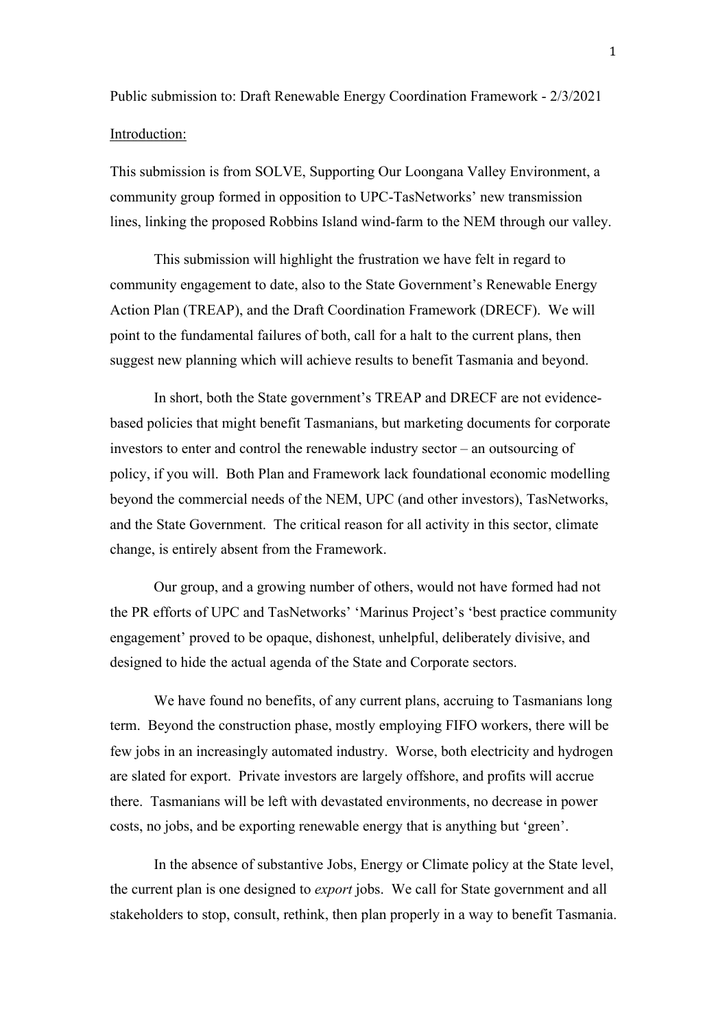Public submission to: Draft Renewable Energy Coordination Framework - 2/3/2021

Introduction:

This submission is from SOLVE, Supporting Our Loongana Valley Environment, a community group formed in opposition to UPC-TasNetworks' new transmission lines, linking the proposed Robbins Island wind-farm to the NEM through our valley.

This submission will highlight the frustration we have felt in regard to community engagement to date, also to the State Government's Renewable Energy Action Plan (TREAP), and the Draft Coordination Framework (DRECF). We will point to the fundamental failures of both, call for a halt to the current plans, then suggest new planning which will achieve results to benefit Tasmania and beyond.

In short, both the State government's TREAP and DRECF are not evidence-based policies that might benefit Tasmanians, but marketing documents for corporate investors to enter and control the renewable industry sector – an outsourcing of policy, if you will. Both Plan and Framework lack foundational economic modelling beyond the commercial needs of the NEM, UPC (and other investors), TasNetworks, and the State Government. The critical reason for all activity in this sector, climate change, is entirely absent from the Framework.

Our group, and a growing number of others, would not have formed had not the PR efforts of UPC and TasNetworks' 'Marinus Project's 'best practice community engagement' proved to be opaque, dishonest, unhelpful, deliberately divisive, and designed to hide the actual agenda of the State and Corporate sectors.

We have found no benefits, of any current plans, accruing to Tasmanians long term. Beyond the construction phase, mostly employing FIFO workers, there will be few jobs in an increasingly automated industry. Worse, both electricity and hydrogen are slated for export. Private investors are largely offshore, and profits will accrue there. Tasmanians will be left with devastated environments, no decrease in power costs, no jobs, and be exporting renewable energy that is anything but 'green'.

In the absence of substantive Jobs, Energy or Climate policy at the State level, the current plan is one designed to *export* jobs. We call for State government and all stakeholders to stop, consult, rethink, then plan properly in a way to benefit Tasmania.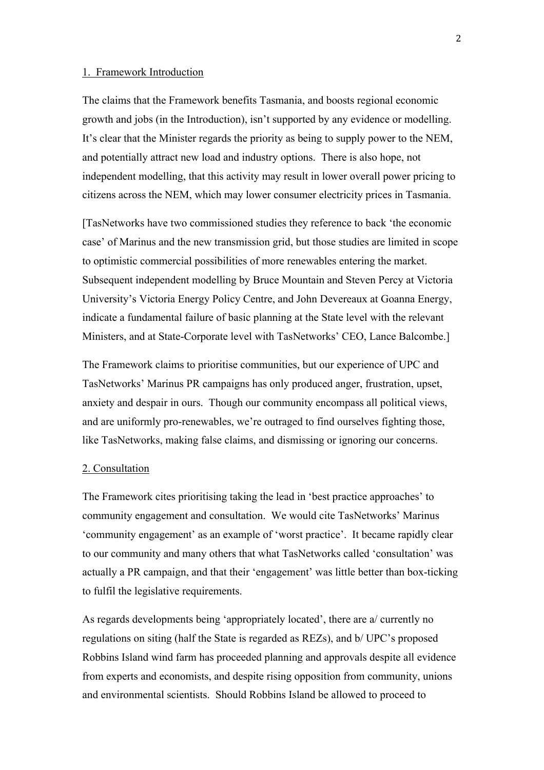1. Framework Introduction

The claims that the Framework benefits Tasmania, and boosts regional economic growth and jobs (in the Introduction), isn't supported by any evidence or modelling. It's clear that the Minister regards the priority as being to supply power to the NEM, and potentially attract new load and industry options. There is also hope, not independent modelling, that this activity may result in lower overall power pricing to citizens across the NEM, which may lower consumer electricity prices in Tasmania.

[TasNetworks have two commissioned studies they reference to back 'the economic case' of Marinus and the new transmission grid, but those studies are limited in scope to optimistic commercial possibilities of more renewables entering the market. Subsequent independent modelling by Bruce Mountain and Steven Percy at Victoria University's Victoria Energy Policy Centre, and John Devereaux at Goanna Energy, indicate a fundamental failure of basic planning at the State level with the relevant Ministers, and at State-Corporate level with TasNetworks' CEO, Lance Balcombe.]

The Framework claims to prioritise communities, but our experience of UPC and TasNetworks' Marinus PR campaigns has only produced anger, frustration, upset, anxiety and despair in ours. Though our community encompass all political views, and are uniformly pro-renewables, we're outraged to find ourselves fighting those, like TasNetworks, making false claims, and dismissing or ignoring our concerns.

2. Consultation

The Framework cites prioritising taking the lead in 'best practice approaches' to community engagement and consultation. We would cite TasNetworks' Marinus 'community engagement' as an example of 'worst practice'. It became rapidly clear to our community and many others that what TasNetworks called 'consultation' was actually a PR campaign, and that their 'engagement' was little better than box-ticking to fulfil the legislative requirements.

As regards developments being 'appropriately located', there are a/ currently no regulations on siting (half the State is regarded as REZs), and b/ UPC's proposed Robbins Island wind farm has proceeded planning and approvals despite all evidence from experts and economists, and despite rising opposition from community, unions and environmental scientists. Should Robbins Island be allowed to proceed to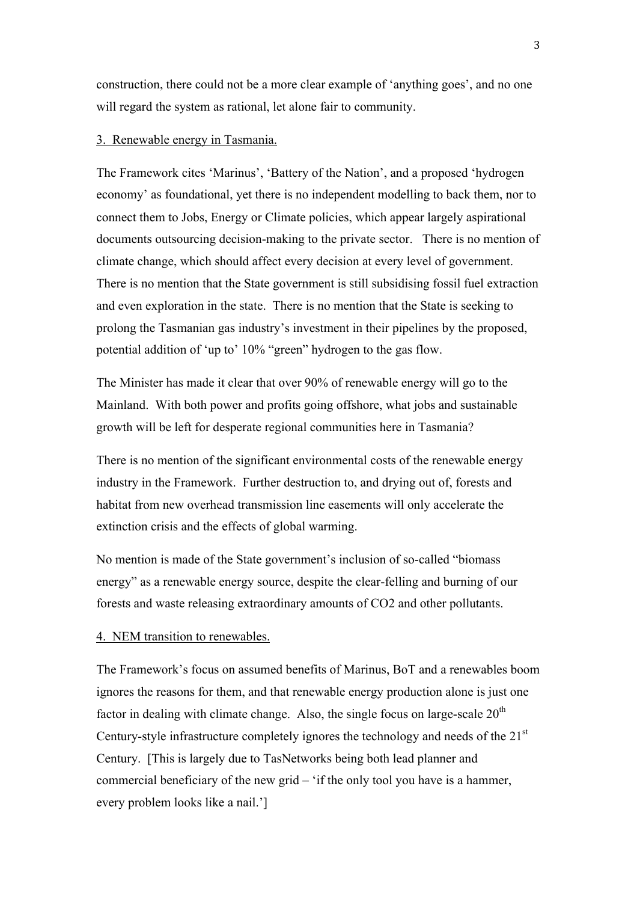construction, there could not be a more clear example of 'anything goes', and no one will regard the system as rational, let alone fair to community.

3. Renewable energy in Tasmania.

The Framework cites 'Marinus', 'Battery of the Nation', and a proposed 'hydrogen economy' as foundational, yet there is no independent modelling to back them, nor to connect them to Jobs, Energy or Climate policies, which appear largely aspirational documents outsourcing decision-making to the private sector. There is no mention of climate change, which should affect every decision at every level of government. There is no mention that the State government is still subsidising fossil fuel extraction and even exploration in the state. There is no mention that the State is seeking to prolong the Tasmanian gas industry's investment in their pipelines by the proposed, potential addition of 'up to' 10% "green" hydrogen to the gas flow.

The Minister has made it clear that over 90% of renewable energy will go to the Mainland. With both power and profits going offshore, what jobs and sustainable growth will be left for desperate regional communities here in Tasmania?

There is no mention of the significant environmental costs of the renewable energy industry in the Framework. Further destruction to, and drying out of, forests and habitat from new overhead transmission line easements will only accelerate the extinction crisis and the effects of global warming.

No mention is made of the State government's inclusion of so-called "biomass energy" as a renewable energy source, despite the clear-felling and burning of our forests and waste releasing extraordinary amounts of $CO_2$ and other pollutants.

4. NEM transition to renewables.

The Framework's focus on assumed benefits of Marinus, BoT and a renewables boom ignores the reasons for them, and that renewable energy production alone is just one factor in dealing with climate change. Also, the single focus on large-scale 20th Century-style infrastructure completely ignores the technology and needs of the 21st Century. [This is largely due to TasNetworks being both lead planner and commercial beneficiary of the new grid – 'if the only tool you have is a hammer, every problem looks like a nail.']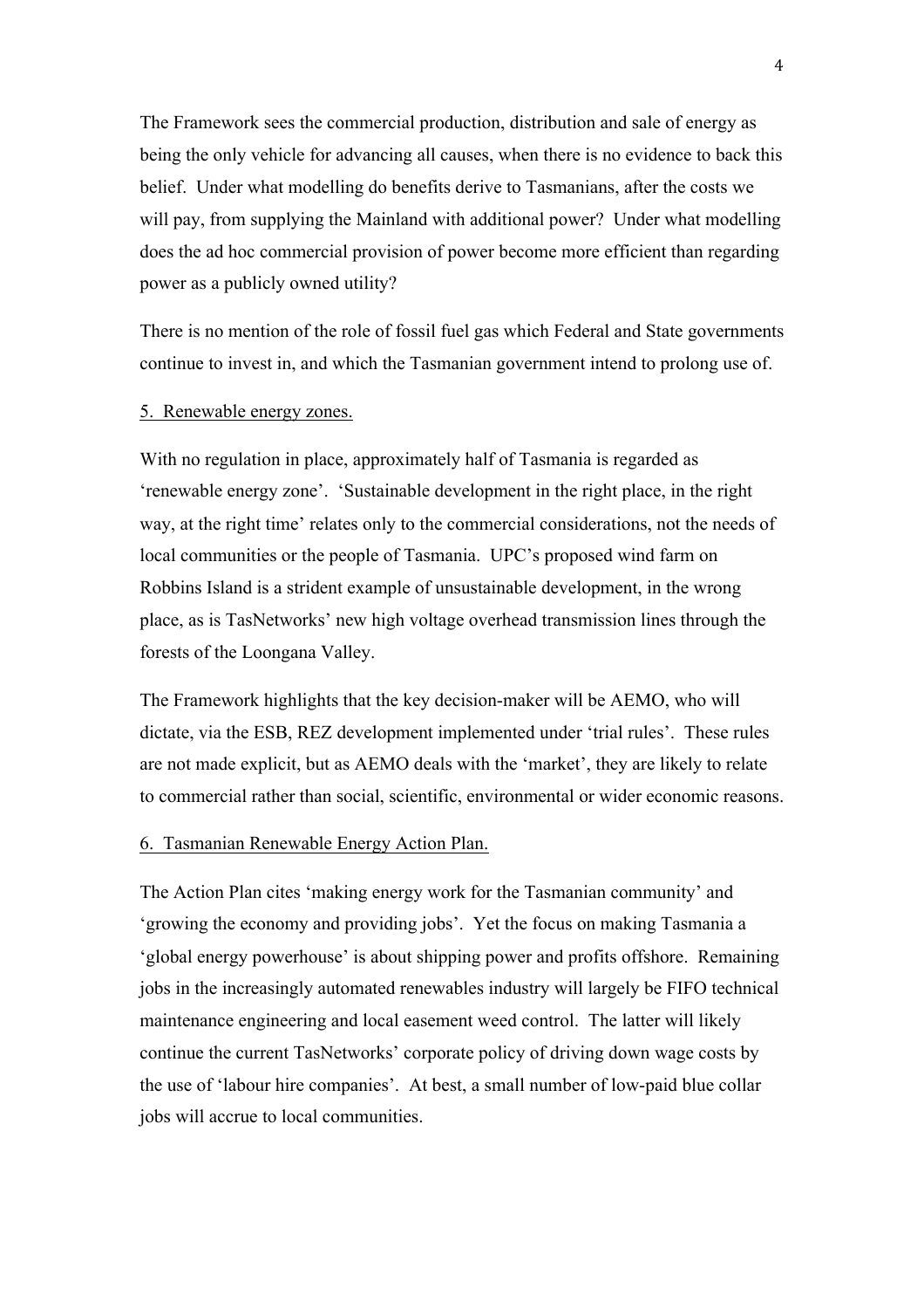The Framework sees the commercial production, distribution and sale of energy as being the only vehicle for advancing all causes, when there is no evidence to back this belief. Under what modelling do benefits derive to Tasmanians, after the costs we will pay, from supplying the Mainland with additional power? Under what modelling does the ad hoc commercial provision of power become more efficient than regarding power as a publicly owned utility?

There is no mention of the role of fossil fuel gas which Federal and State governments continue to invest in, and which the Tasmanian government intend to prolong use of.

5. <u>Renewable energy zones.</u>

With no regulation in place, approximately half of Tasmania is regarded as 'renewable energy zone'. 'Sustainable development in the right place, in the right way, at the right time' relates only to the commercial considerations, not the needs of local communities or the people of Tasmania. UPC's proposed wind farm on Robbins Island is a strident example of unsustainable development, in the wrong place, as is TasNetworks' new high voltage overhead transmission lines through the forests of the Loongana Valley.

The Framework highlights that the key decision-maker will be AEMO, who will dictate, via the ESB, REZ development implemented under 'trial rules'. These rules are not made explicit, but as AEMO deals with the 'market', they are likely to relate to commercial rather than social, scientific, environmental or wider economic reasons.

6. <u>Tasmanian Renewable Energy Action Plan.</u>

The Action Plan cites 'making energy work for the Tasmanian community' and 'growing the economy and providing jobs'. Yet the focus on making Tasmania a 'global energy powerhouse' is about shipping power and profits offshore. Remaining jobs in the increasingly automated renewables industry will largely be FIFO technical maintenance engineering and local easement weed control. The latter will likely continue the current TasNetworks' corporate policy of driving down wage costs by the use of 'labour hire companies'. At best, a small number of low-paid blue collar jobs will accrue to local communities.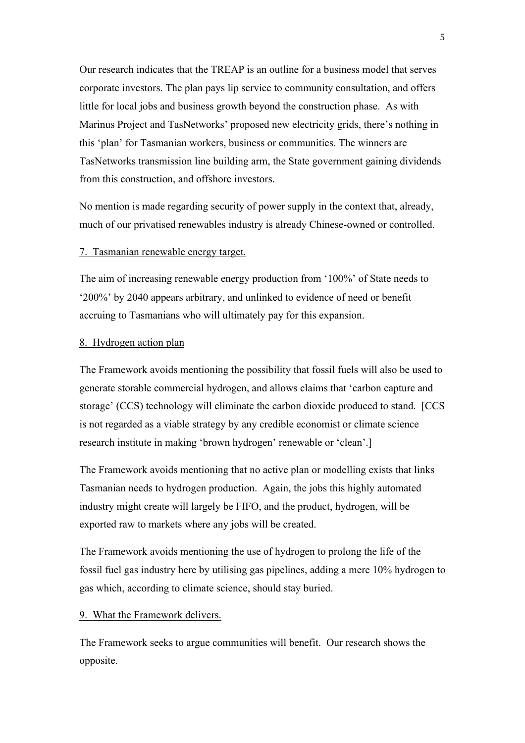Our research indicates that the TREAP is an outline for a business model that serves corporate investors. The plan pays lip service to community consultation, and offers little for local jobs and business growth beyond the construction phase. As with Marinus Project and TasNetworks' proposed new electricity grids, there's nothing in this 'plan' for Tasmanian workers, business or communities. The winners are TasNetworks transmission line building arm, the State government gaining dividends from this construction, and offshore investors.

No mention is made regarding security of power supply in the context that, already, much of our privatised renewables industry is already Chinese-owned or controlled.

<u>7. Tasmanian renewable energy target.</u>

The aim of increasing renewable energy production from '100%' of State needs to '200%' by 2040 appears arbitrary, and unlinked to evidence of need or benefit accruing to Tasmanians who will ultimately pay for this expansion.

<u>8. Hydrogen action plan</u>

The Framework avoids mentioning the possibility that fossil fuels will also be used to generate storable commercial hydrogen, and allows claims that 'carbon capture and storage' (CCS) technology will eliminate the carbon dioxide produced to stand. [CCS is not regarded as a viable strategy by any credible economist or climate science research institute in making 'brown hydrogen' renewable or 'clean'.]

The Framework avoids mentioning that no active plan or modelling exists that links Tasmanian needs to hydrogen production. Again, the jobs this highly automated industry might create will largely be FIFO, and the product, hydrogen, will be exported raw to markets where any jobs will be created.

The Framework avoids mentioning the use of hydrogen to prolong the life of the fossil fuel gas industry here by utilising gas pipelines, adding a mere 10% hydrogen to gas which, according to climate science, should stay buried.

<u>9. What the Framework delivers.</u>

The Framework seeks to argue communities will benefit. Our research shows the opposite.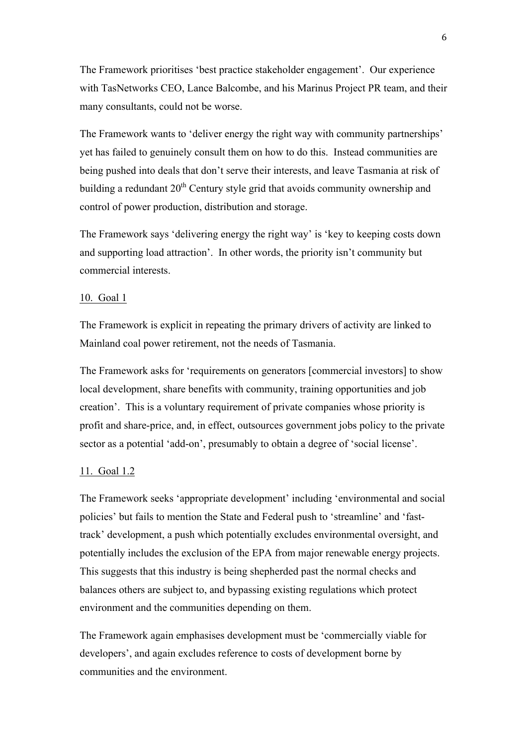The Framework prioritises 'best practice stakeholder engagement'. Our experience with TasNetworks CEO, Lance Balcombe, and his Marinus Project PR team, and their many consultants, could not be worse.

The Framework wants to 'deliver energy the right way with community partnerships' yet has failed to genuinely consult them on how to do this. Instead communities are being pushed into deals that don't serve their interests, and leave Tasmania at risk of building a redundant 20th Century style grid that avoids community ownership and control of power production, distribution and storage.

The Framework says 'delivering energy the right way' is 'key to keeping costs down and supporting load attraction'. In other words, the priority isn't community but commercial interests.

<u>10. Goal 1</u>

The Framework is explicit in repeating the primary drivers of activity are linked to Mainland coal power retirement, not the needs of Tasmania.

The Framework asks for 'requirements on generators [commercial investors] to show local development, share benefits with community, training opportunities and job creation'. This is a voluntary requirement of private companies whose priority is profit and share-price, and, in effect, outsources government jobs policy to the private sector as a potential 'add-on', presumably to obtain a degree of 'social license'.

<u>11. Goal 1.2</u>

The Framework seeks 'appropriate development' including 'environmental and social policies' but fails to mention the State and Federal push to 'streamline' and 'fast-track' development, a push which potentially excludes environmental oversight, and potentially includes the exclusion of the EPA from major renewable energy projects. This suggests that this industry is being shepherded past the normal checks and balances others are subject to, and bypassing existing regulations which protect environment and the communities depending on them.

The Framework again emphasises development must be 'commercially viable for developers', and again excludes reference to costs of development borne by communities and the environment.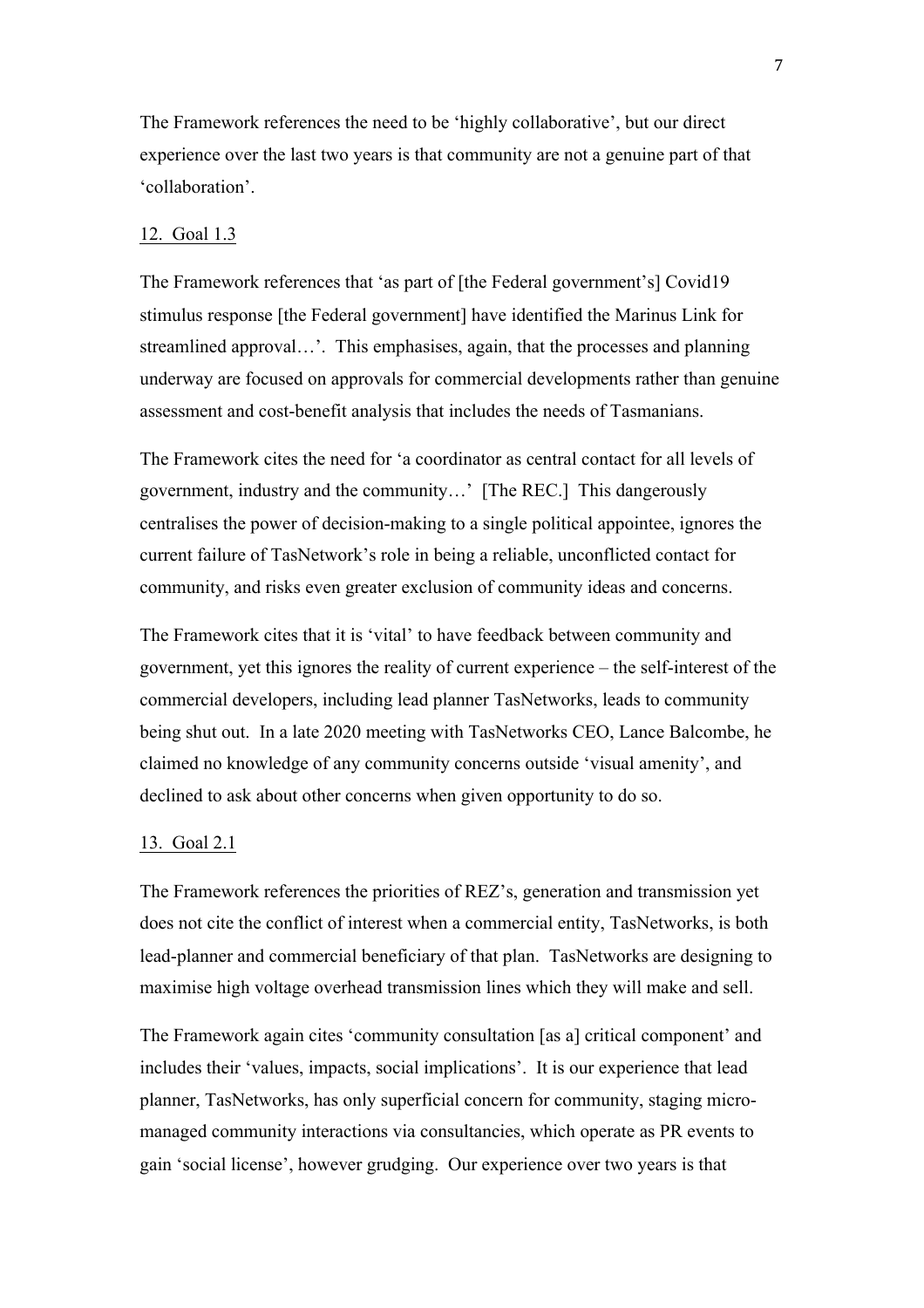The Framework references the need to be 'highly collaborative', but our direct experience over the last two years is that community are not a genuine part of that 'collaboration'.

12. Goal 1.3

The Framework references that 'as part of [the Federal government's] Covid19 stimulus response [the Federal government] have identified the Marinus Link for streamlined approval…'. This emphasises, again, that the processes and planning underway are focused on approvals for commercial developments rather than genuine assessment and cost-benefit analysis that includes the needs of Tasmanians.

The Framework cites the need for 'a coordinator as central contact for all levels of government, industry and the community…' [The REC.] This dangerously centralises the power of decision-making to a single political appointee, ignores the current failure of TasNetwork's role in being a reliable, unconflicted contact for community, and risks even greater exclusion of community ideas and concerns.

The Framework cites that it is 'vital' to have feedback between community and government, yet this ignores the reality of current experience – the self-interest of the commercial developers, including lead planner TasNetworks, leads to community being shut out. In a late 2020 meeting with TasNetworks CEO, Lance Balcombe, he claimed no knowledge of any community concerns outside 'visual amenity', and declined to ask about other concerns when given opportunity to do so.

13. Goal 2.1

The Framework references the priorities of REZ's, generation and transmission yet does not cite the conflict of interest when a commercial entity, TasNetworks, is both lead-planner and commercial beneficiary of that plan. TasNetworks are designing to maximise high voltage overhead transmission lines which they will make and sell.

The Framework again cites 'community consultation [as a] critical component' and includes their 'values, impacts, social implications'. It is our experience that lead planner, TasNetworks, has only superficial concern for community, staging micro-managed community interactions via consultancies, which operate as PR events to gain 'social license', however grudging. Our experience over two years is that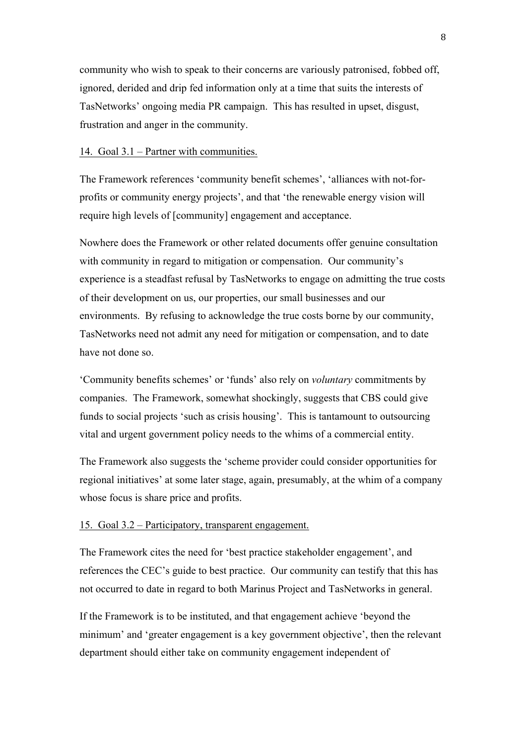community who wish to speak to their concerns are variously patronised, fobbed off, ignored, derided and drip fed information only at a time that suits the interests of TasNetworks' ongoing media PR campaign. This has resulted in upset, disgust, frustration and anger in the community.

<u>14. Goal 3.1 – Partner with communities.</u>

The Framework references 'community benefit schemes', 'alliances with not-for-profits or community energy projects', and that 'the renewable energy vision will require high levels of [community] engagement and acceptance.

Nowhere does the Framework or other related documents offer genuine consultation with community in regard to mitigation or compensation. Our community's experience is a steadfast refusal by TasNetworks to engage on admitting the true costs of their development on us, our properties, our small businesses and our environments. By refusing to acknowledge the true costs borne by our community, TasNetworks need not admit any need for mitigation or compensation, and to date have not done so.

'Community benefits schemes' or 'funds' also rely on *voluntary* commitments by companies. The Framework, somewhat shockingly, suggests that CBS could give funds to social projects 'such as crisis housing'. This is tantamount to outsourcing vital and urgent government policy needs to the whims of a commercial entity.

The Framework also suggests the 'scheme provider could consider opportunities for regional initiatives' at some later stage, again, presumably, at the whim of a company whose focus is share price and profits.

<u>15. Goal 3.2 – Participatory, transparent engagement.</u>

The Framework cites the need for 'best practice stakeholder engagement', and references the CEC's guide to best practice. Our community can testify that this has not occurred to date in regard to both Marinus Project and TasNetworks in general.

If the Framework is to be instituted, and that engagement achieve 'beyond the minimum' and 'greater engagement is a key government objective', then the relevant department should either take on community engagement independent of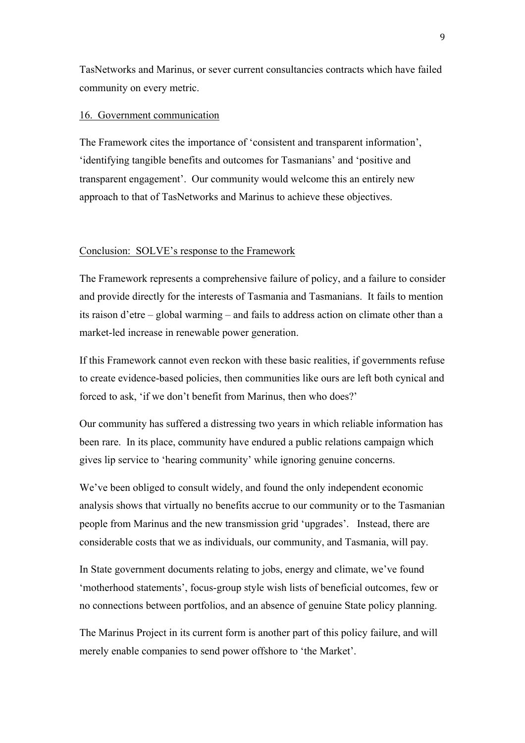TasNetworks and Marinus, or sever current consultancies contracts which have failed community on every metric.

<u>16. Government communication</u>

The Framework cites the importance of 'consistent and transparent information', 'identifying tangible benefits and outcomes for Tasmanians' and 'positive and transparent engagement'. Our community would welcome this an entirely new approach to that of TasNetworks and Marinus to achieve these objectives.

<u>Conclusion: SOLVE's response to the Framework</u>

The Framework represents a comprehensive failure of policy, and a failure to consider and provide directly for the interests of Tasmania and Tasmanians. It fails to mention its raison d'etre – global warming – and fails to address action on climate other than a market-led increase in renewable power generation.

If this Framework cannot even reckon with these basic realities, if governments refuse to create evidence-based policies, then communities like ours are left both cynical and forced to ask, 'if we don't benefit from Marinus, then who does?'

Our community has suffered a distressing two years in which reliable information has been rare. In its place, community have endured a public relations campaign which gives lip service to 'hearing community' while ignoring genuine concerns.

We've been obliged to consult widely, and found the only independent economic analysis shows that virtually no benefits accrue to our community or to the Tasmanian people from Marinus and the new transmission grid 'upgrades'. Instead, there are considerable costs that we as individuals, our community, and Tasmania, will pay.

In State government documents relating to jobs, energy and climate, we've found 'motherhood statements', focus-group style wish lists of beneficial outcomes, few or no connections between portfolios, and an absence of genuine State policy planning.

The Marinus Project in its current form is another part of this policy failure, and will merely enable companies to send power offshore to 'the Market'.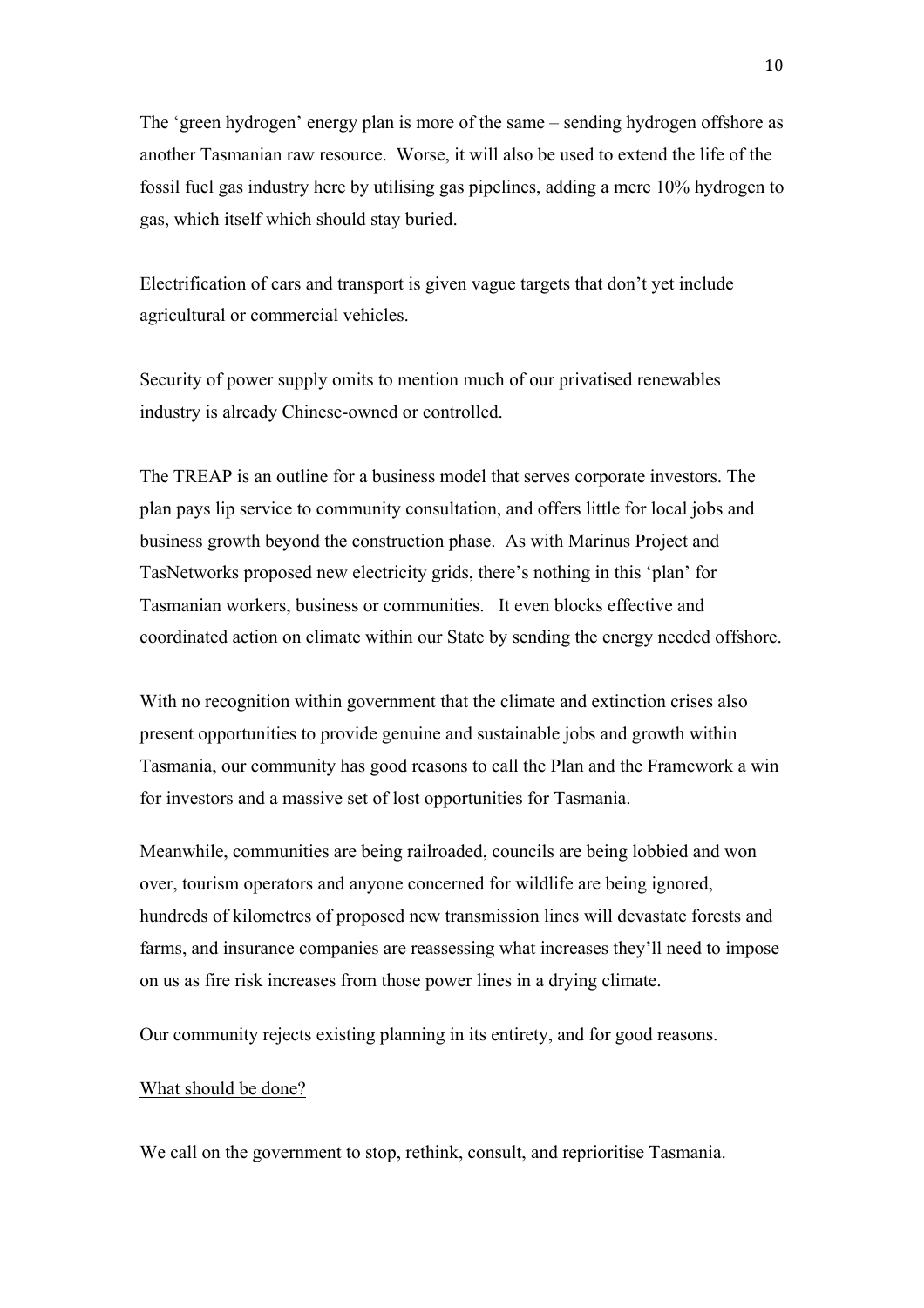The 'green hydrogen' energy plan is more of the same – sending hydrogen offshore as another Tasmanian raw resource. Worse, it will also be used to extend the life of the fossil fuel gas industry here by utilising gas pipelines, adding a mere 10% hydrogen to gas, which itself which should stay buried.

Electrification of cars and transport is given vague targets that don't yet include agricultural or commercial vehicles.

Security of power supply omits to mention much of our privatised renewables industry is already Chinese-owned or controlled.

The TREAP is an outline for a business model that serves corporate investors. The plan pays lip service to community consultation, and offers little for local jobs and business growth beyond the construction phase. As with Marinus Project and TasNetworks proposed new electricity grids, there's nothing in this 'plan' for Tasmanian workers, business or communities. It even blocks effective and coordinated action on climate within our State by sending the energy needed offshore.

With no recognition within government that the climate and extinction crises also present opportunities to provide genuine and sustainable jobs and growth within Tasmania, our community has good reasons to call the Plan and the Framework a win for investors and a massive set of lost opportunities for Tasmania.

Meanwhile, communities are being railroaded, councils are being lobbied and won over, tourism operators and anyone concerned for wildlife are being ignored, hundreds of kilometres of proposed new transmission lines will devastate forests and farms, and insurance companies are reassessing what increases they'll need to impose on us as fire risk increases from those power lines in a drying climate.

Our community rejects existing planning in its entirety, and for good reasons.

What should be done?

We call on the government to stop, rethink, consult, and reprioritise Tasmania.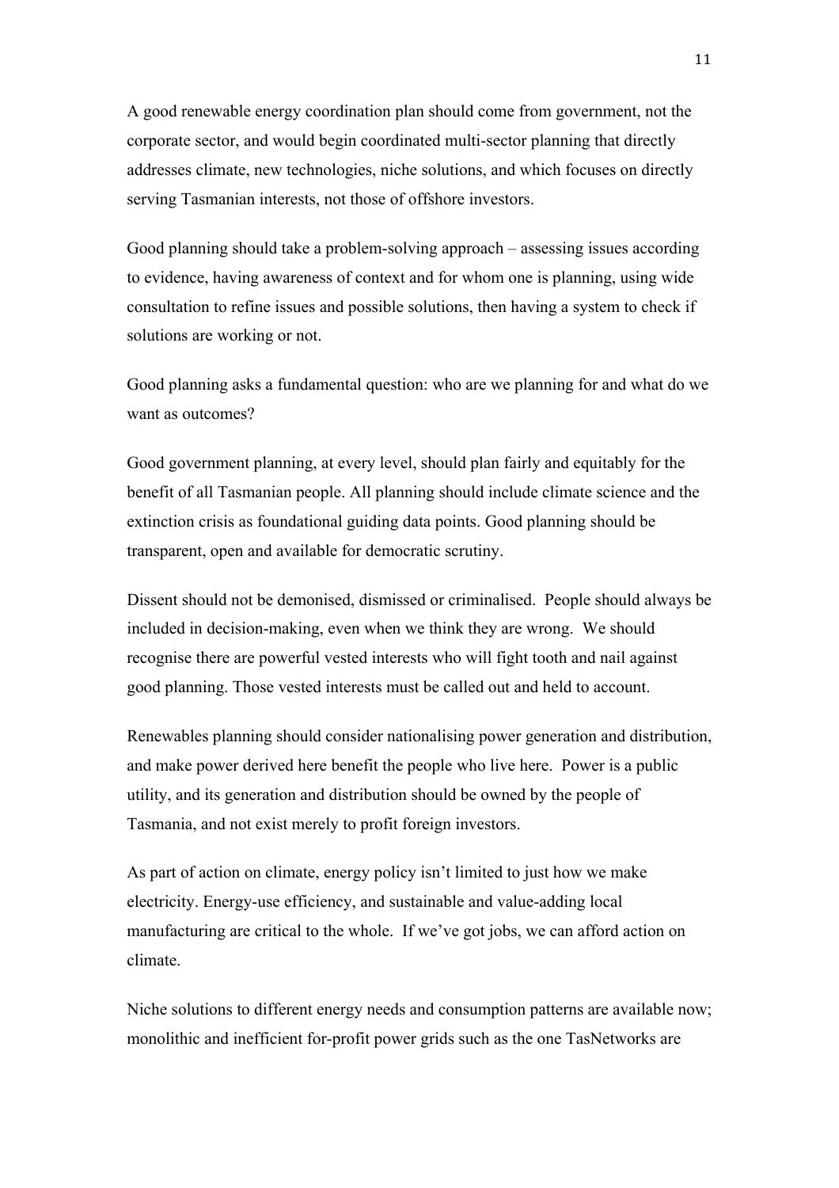A good renewable energy coordination plan should come from government, not the corporate sector, and would begin coordinated multi-sector planning that directly addresses climate, new technologies, niche solutions, and which focuses on directly serving Tasmanian interests, not those of offshore investors.

Good planning should take a problem-solving approach – assessing issues according to evidence, having awareness of context and for whom one is planning, using wide consultation to refine issues and possible solutions, then having a system to check if solutions are working or not.

Good planning asks a fundamental question: who are we planning for and what do we want as outcomes?

Good government planning, at every level, should plan fairly and equitably for the benefit of all Tasmanian people. All planning should include climate science and the extinction crisis as foundational guiding data points. Good planning should be transparent, open and available for democratic scrutiny.

Dissent should not be demonised, dismissed or criminalised. People should always be included in decision-making, even when we think they are wrong. We should recognise there are powerful vested interests who will fight tooth and nail against good planning. Those vested interests must be called out and held to account.

Renewables planning should consider nationalising power generation and distribution, and make power derived here benefit the people who live here. Power is a public utility, and its generation and distribution should be owned by the people of Tasmania, and not exist merely to profit foreign investors.

As part of action on climate, energy policy isn't limited to just how we make electricity. Energy-use efficiency, and sustainable and value-adding local manufacturing are critical to the whole. If we've got jobs, we can afford action on climate.

Niche solutions to different energy needs and consumption patterns are available now; monolithic and inefficient for-profit power grids such as the one TasNetworks are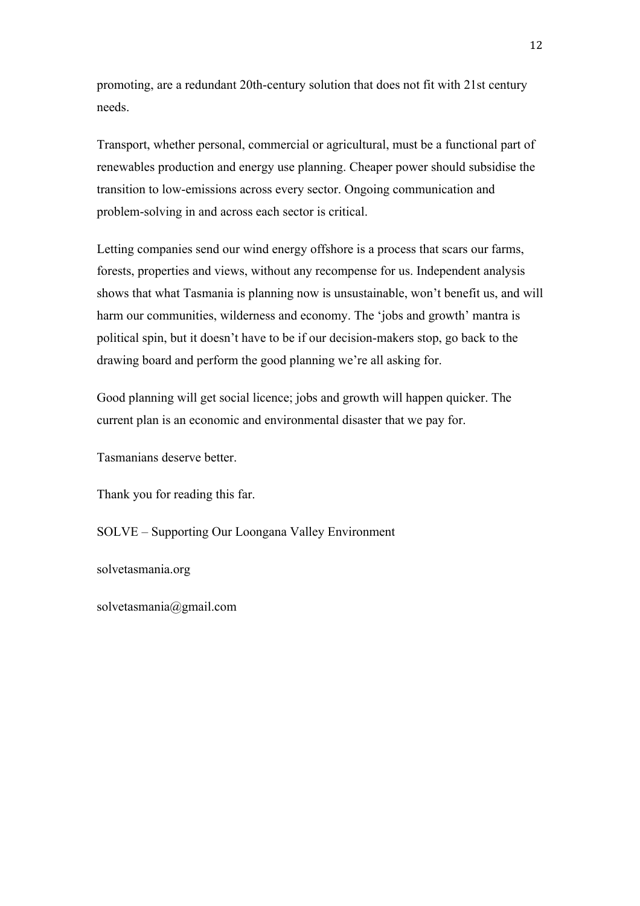promoting, are a redundant 20th-century solution that does not fit with 21st century needs.

Transport, whether personal, commercial or agricultural, must be a functional part of renewables production and energy use planning. Cheaper power should subsidise the transition to low-emissions across every sector. Ongoing communication and problem-solving in and across each sector is critical.

Letting companies send our wind energy offshore is a process that scars our farms, forests, properties and views, without any recompense for us. Independent analysis shows that what Tasmania is planning now is unsustainable, won't benefit us, and will harm our communities, wilderness and economy. The 'jobs and growth' mantra is political spin, but it doesn't have to be if our decision-makers stop, go back to the drawing board and perform the good planning we're all asking for.

Good planning will get social licence; jobs and growth will happen quicker. The current plan is an economic and environmental disaster that we pay for.

Tasmanians deserve better.

Thank you for reading this far.

SOLVE – Supporting Our Loongana Valley Environment

solvetasmania.org

solvetasmania@gmail.com